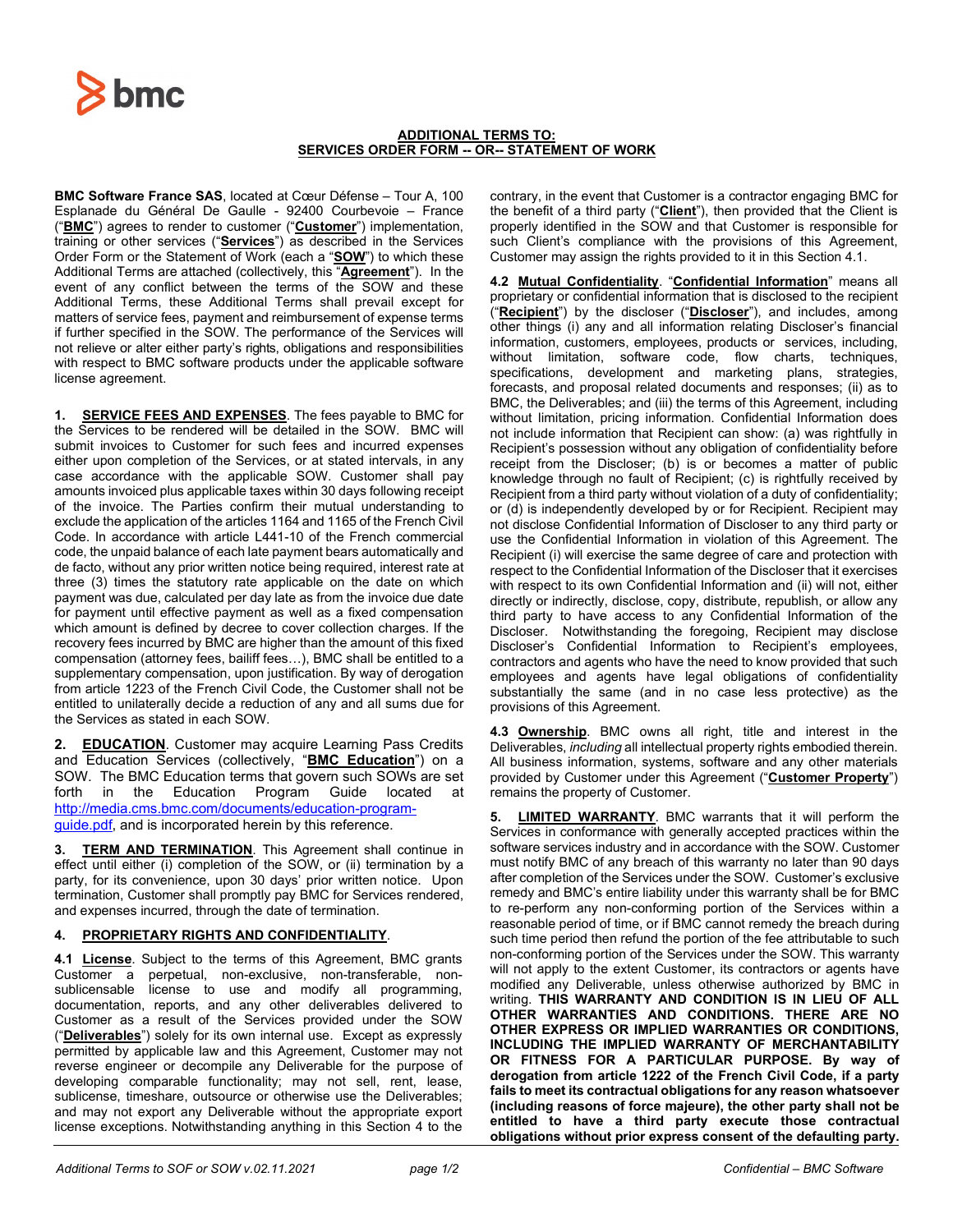**ADDITIONAL TERMS TO:**
**SERVICES ORDER FORM -- OR-- STATEMENT OF WORK**

**BMC Software France SAS**, located at Cœur Défense – Tour A, 100 Esplanade du Général De Gaulle - 92400 Courbevoie – France ("**BMC**") agrees to render to customer ("**Customer**") implementation, training or other services ("**Services**") as described in the Services Order Form or the Statement of Work (each a "**SOW**") to which these Additional Terms are attached (collectively, this "**Agreement**"). In the event of any conflict between the terms of the SOW and these Additional Terms, these Additional Terms shall prevail except for matters of service fees, payment and reimbursement of expense terms if further specified in the SOW. The performance of the Services will not relieve or alter either party's rights, obligations and responsibilities with respect to BMC software products under the applicable software license agreement.

**1. SERVICE FEES AND EXPENSES**. The fees payable to BMC for the Services to be rendered will be detailed in the SOW. BMC will submit invoices to Customer for such fees and incurred expenses either upon completion of the Services, or at stated intervals, in any case accordance with the applicable SOW. Customer shall pay amounts invoiced plus applicable taxes within 30 days following receipt of the invoice. The Parties confirm their mutual understanding to exclude the application of the articles 1164 and 1165 of the French Civil Code. In accordance with article L441-10 of the French commercial code, the unpaid balance of each late payment bears automatically and de facto, without any prior written notice being required, interest rate at three (3) times the statutory rate applicable on the date on which payment was due, calculated per day late as from the invoice due date for payment until effective payment as well as a fixed compensation which amount is defined by decree to cover collection charges. If the recovery fees incurred by BMC are higher than the amount of this fixed compensation (attorney fees, bailiff fees…), BMC shall be entitled to a supplementary compensation, upon justification. By way of derogation from article 1223 of the French Civil Code, the Customer shall not be entitled to unilaterally decide a reduction of any and all sums due for the Services as stated in each SOW.

**2. EDUCATION**. Customer may acquire Learning Pass Credits and Education Services (collectively, "**BMC Education**") on a SOW. The BMC Education terms that govern such SOWs are set forth in the Education Program Guide located at http://media.cms.bmc.com/documents/education-program-guide.pdf, and is incorporated herein by this reference.

**3. TERM AND TERMINATION**. This Agreement shall continue in effect until either (i) completion of the SOW, or (ii) termination by a party, for its convenience, upon 30 days' prior written notice. Upon termination, Customer shall promptly pay BMC for Services rendered, and expenses incurred, through the date of termination.

**4. PROPRIETARY RIGHTS AND CONFIDENTIALITY**.

**4.1 License**. Subject to the terms of this Agreement, BMC grants Customer a perpetual, non-exclusive, non-transferable, non-sublicensable license to use and modify all programming, documentation, reports, and any other deliverables delivered to Customer as a result of the Services provided under the SOW ("**Deliverables**") solely for its own internal use. Except as expressly permitted by applicable law and this Agreement, Customer may not reverse engineer or decompile any Deliverable for the purpose of developing comparable functionality; may not sell, rent, lease, sublicense, timeshare, outsource or otherwise use the Deliverables; and may not export any Deliverable without the appropriate export license exceptions. Notwithstanding anything in this Section 4 to the contrary, in the event that Customer is a contractor engaging BMC for the benefit of a third party ("**Client**"), then provided that the Client is properly identified in the SOW and that Customer is responsible for such Client's compliance with the provisions of this Agreement, Customer may assign the rights provided to it in this Section 4.1.

**4.2 Mutual Confidentiality**. "**Confidential Information**" means all proprietary or confidential information that is disclosed to the recipient ("**Recipient**") by the discloser ("**Discloser**"), and includes, among other things (i) any and all information relating Discloser's financial information, customers, employees, products or services, including, without limitation, software code, flow charts, techniques, specifications, development and marketing plans, strategies, forecasts, and proposal related documents and responses; (ii) as to BMC, the Deliverables; and (iii) the terms of this Agreement, including without limitation, pricing information. Confidential Information does not include information that Recipient can show: (a) was rightfully in Recipient's possession without any obligation of confidentiality before receipt from the Discloser; (b) is or becomes a matter of public knowledge through no fault of Recipient; (c) is rightfully received by Recipient from a third party without violation of a duty of confidentiality; or (d) is independently developed by or for Recipient. Recipient may not disclose Confidential Information of Discloser to any third party or use the Confidential Information in violation of this Agreement. The Recipient (i) will exercise the same degree of care and protection with respect to the Confidential Information of the Discloser that it exercises with respect to its own Confidential Information and (ii) will not, either directly or indirectly, disclose, copy, distribute, republish, or allow any third party to have access to any Confidential Information of the Discloser. Notwithstanding the foregoing, Recipient may disclose Discloser's Confidential Information to Recipient's employees, contractors and agents who have the need to know provided that such employees and agents have legal obligations of confidentiality substantially the same (and in no case less protective) as the provisions of this Agreement.

**4.3 Ownership**. BMC owns all right, title and interest in the Deliverables, *including* all intellectual property rights embodied therein. All business information, systems, software and any other materials provided by Customer under this Agreement ("**Customer Property**") remains the property of Customer.

**5. LIMITED WARRANTY**. BMC warrants that it will perform the Services in conformance with generally accepted practices within the software services industry and in accordance with the SOW. Customer must notify BMC of any breach of this warranty no later than 90 days after completion of the Services under the SOW. Customer's exclusive remedy and BMC's entire liability under this warranty shall be for BMC to re-perform any non-conforming portion of the Services within a reasonable period of time, or if BMC cannot remedy the breach during such time period then refund the portion of the fee attributable to such non-conforming portion of the Services under the SOW. This warranty will not apply to the extent Customer, its contractors or agents have modified any Deliverable, unless otherwise authorized by BMC in writing. **THIS WARRANTY AND CONDITION IS IN LIEU OF ALL OTHER WARRANTIES AND CONDITIONS. THERE ARE NO OTHER EXPRESS OR IMPLIED WARRANTIES OR CONDITIONS, INCLUDING THE IMPLIED WARRANTY OF MERCHANTABILITY OR FITNESS FOR A PARTICULAR PURPOSE. By way of derogation from article 1222 of the French Civil Code, if a party fails to meet its contractual obligations for any reason whatsoever (including reasons of force majeure), the other party shall not be entitled to have a third party execute those contractual obligations without prior express consent of the defaulting party.**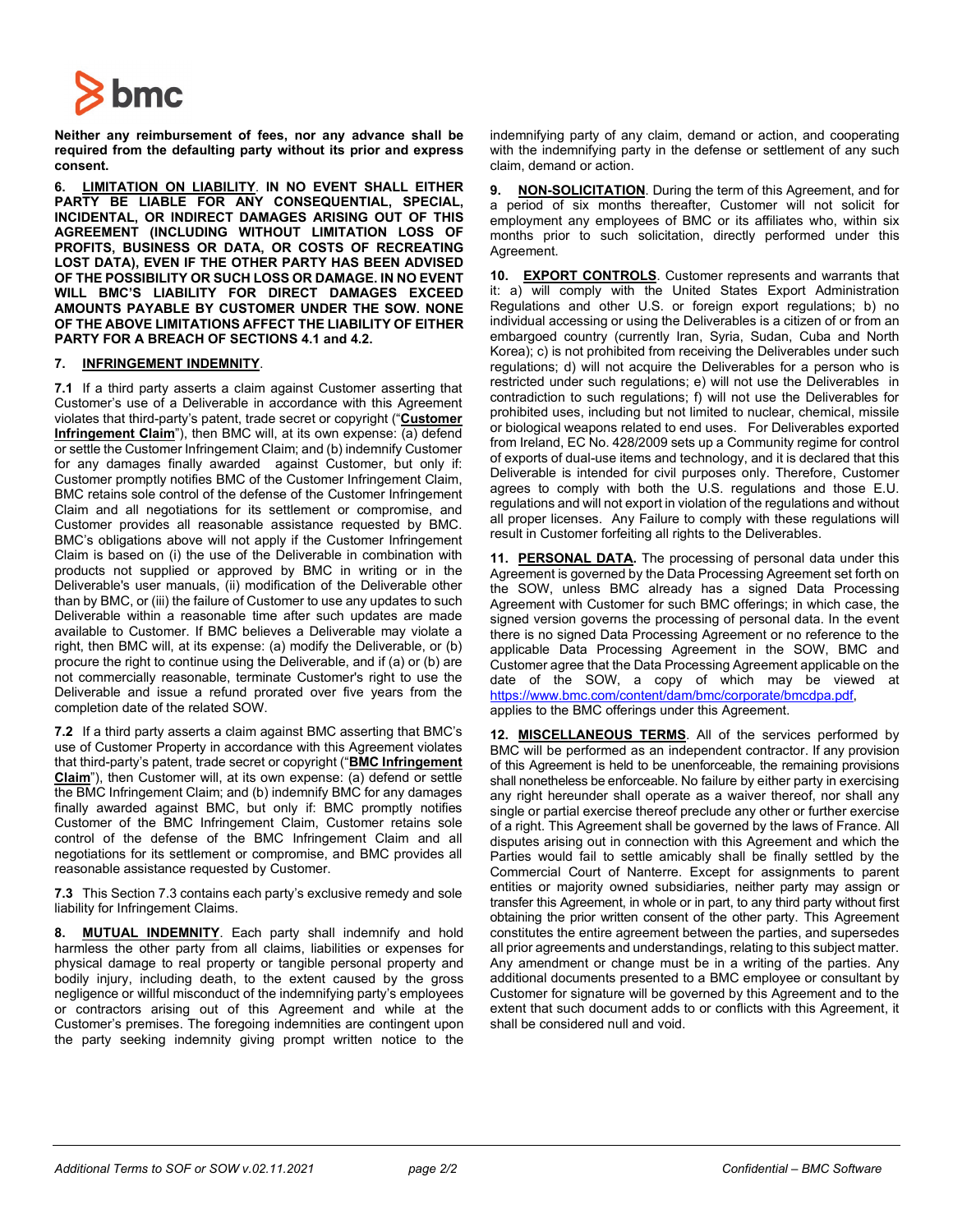**Neither any reimbursement of fees, nor any advance shall be required from the defaulting party without its prior and express consent.**

**6. LIMITATION ON LIABILITY. IN NO EVENT SHALL EITHER PARTY BE LIABLE FOR ANY CONSEQUENTIAL, SPECIAL, INCIDENTAL, OR INDIRECT DAMAGES ARISING OUT OF THIS AGREEMENT (INCLUDING WITHOUT LIMITATION LOSS OF PROFITS, BUSINESS OR DATA, OR COSTS OF RECREATING LOST DATA), EVEN IF THE OTHER PARTY HAS BEEN ADVISED OF THE POSSIBILITY OR SUCH LOSS OR DAMAGE. IN NO EVENT WILL BMC'S LIABILITY FOR DIRECT DAMAGES EXCEED AMOUNTS PAYABLE BY CUSTOMER UNDER THE SOW. NONE OF THE ABOVE LIMITATIONS AFFECT THE LIABILITY OF EITHER PARTY FOR A BREACH OF SECTIONS 4.1 and 4.2.**

**7. INFRINGEMENT INDEMNITY.**

**7.1** If a third party asserts a claim against Customer asserting that Customer's use of a Deliverable in accordance with this Agreement violates that third-party's patent, trade secret or copyright ("**Customer Infringement Claim**"), then BMC will, at its own expense: (a) defend or settle the Customer Infringement Claim; and (b) indemnify Customer for any damages finally awarded against Customer, but only if: Customer promptly notifies BMC of the Customer Infringement Claim, BMC retains sole control of the defense of the Customer Infringement Claim and all negotiations for its settlement or compromise, and Customer provides all reasonable assistance requested by BMC. BMC's obligations above will not apply if the Customer Infringement Claim is based on (i) the use of the Deliverable in combination with products not supplied or approved by BMC in writing or in the Deliverable's user manuals, (ii) modification of the Deliverable other than by BMC, or (iii) the failure of Customer to use any updates to such Deliverable within a reasonable time after such updates are made available to Customer. If BMC believes a Deliverable may violate a right, then BMC will, at its expense: (a) modify the Deliverable, or (b) procure the right to continue using the Deliverable, and if (a) or (b) are not commercially reasonable, terminate Customer's right to use the Deliverable and issue a refund prorated over five years from the completion date of the related SOW.

**7.2** If a third party asserts a claim against BMC asserting that BMC's use of Customer Property in accordance with this Agreement violates that third-party's patent, trade secret or copyright ("**BMC Infringement Claim**"), then Customer will, at its own expense: (a) defend or settle the BMC Infringement Claim; and (b) indemnify BMC for any damages finally awarded against BMC, but only if: BMC promptly notifies Customer of the BMC Infringement Claim, Customer retains sole control of the defense of the BMC Infringement Claim and all negotiations for its settlement or compromise, and BMC provides all reasonable assistance requested by Customer.

**7.3** This Section 7.3 contains each party's exclusive remedy and sole liability for Infringement Claims.

**8. MUTUAL INDEMNITY**. Each party shall indemnify and hold harmless the other party from all claims, liabilities or expenses for physical damage to real property or tangible personal property and bodily injury, including death, to the extent caused by the gross negligence or willful misconduct of the indemnifying party's employees or contractors arising out of this Agreement and while at the Customer's premises. The foregoing indemnities are contingent upon the party seeking indemnity giving prompt written notice to the indemnifying party of any claim, demand or action, and cooperating with the indemnifying party in the defense or settlement of any such claim, demand or action.

**9. NON-SOLICITATION**. During the term of this Agreement, and for a period of six months thereafter, Customer will not solicit for employment any employees of BMC or its affiliates who, within six months prior to such solicitation, directly performed under this Agreement.

**10. EXPORT CONTROLS**. Customer represents and warrants that it: a) will comply with the United States Export Administration Regulations and other U.S. or foreign export regulations; b) no individual accessing or using the Deliverables is a citizen of or from an embargoed country (currently Iran, Syria, Sudan, Cuba and North Korea); c) is not prohibited from receiving the Deliverables under such regulations; d) will not acquire the Deliverables for a person who is restricted under such regulations; e) will not use the Deliverables in contradiction to such regulations; f) will not use the Deliverables for prohibited uses, including but not limited to nuclear, chemical, missile or biological weapons related to end uses. For Deliverables exported from Ireland, EC No. 428/2009 sets up a Community regime for control of exports of dual-use items and technology, and it is declared that this Deliverable is intended for civil purposes only. Therefore, Customer agrees to comply with both the U.S. regulations and those E.U. regulations and will not export in violation of the regulations and without all proper licenses. Any Failure to comply with these regulations will result in Customer forfeiting all rights to the Deliverables.

**11. PERSONAL DATA.** The processing of personal data under this Agreement is governed by the Data Processing Agreement set forth on the SOW, unless BMC already has a signed Data Processing Agreement with Customer for such BMC offerings; in which case, the signed version governs the processing of personal data. In the event there is no signed Data Processing Agreement or no reference to the applicable Data Processing Agreement in the SOW, BMC and Customer agree that the Data Processing Agreement applicable on the date of the SOW, a copy of which may be viewed at https://www.bmc.com/content/dam/bmc/corporate/bmcdpa.pdf, applies to the BMC offerings under this Agreement.

**12. MISCELLANEOUS TERMS**. All of the services performed by BMC will be performed as an independent contractor. If any provision of this Agreement is held to be unenforceable, the remaining provisions shall nonetheless be enforceable. No failure by either party in exercising any right hereunder shall operate as a waiver thereof, nor shall any single or partial exercise thereof preclude any other or further exercise of a right. This Agreement shall be governed by the laws of France. All disputes arising out in connection with this Agreement and which the Parties would fail to settle amicably shall be finally settled by the Commercial Court of Nanterre. Except for assignments to parent entities or majority owned subsidiaries, neither party may assign or transfer this Agreement, in whole or in part, to any third party without first obtaining the prior written consent of the other party. This Agreement constitutes the entire agreement between the parties, and supersedes all prior agreements and understandings, relating to this subject matter. Any amendment or change must be in a writing of the parties. Any additional documents presented to a BMC employee or consultant by Customer for signature will be governed by this Agreement and to the extent that such document adds to or conflicts with this Agreement, it shall be considered null and void.